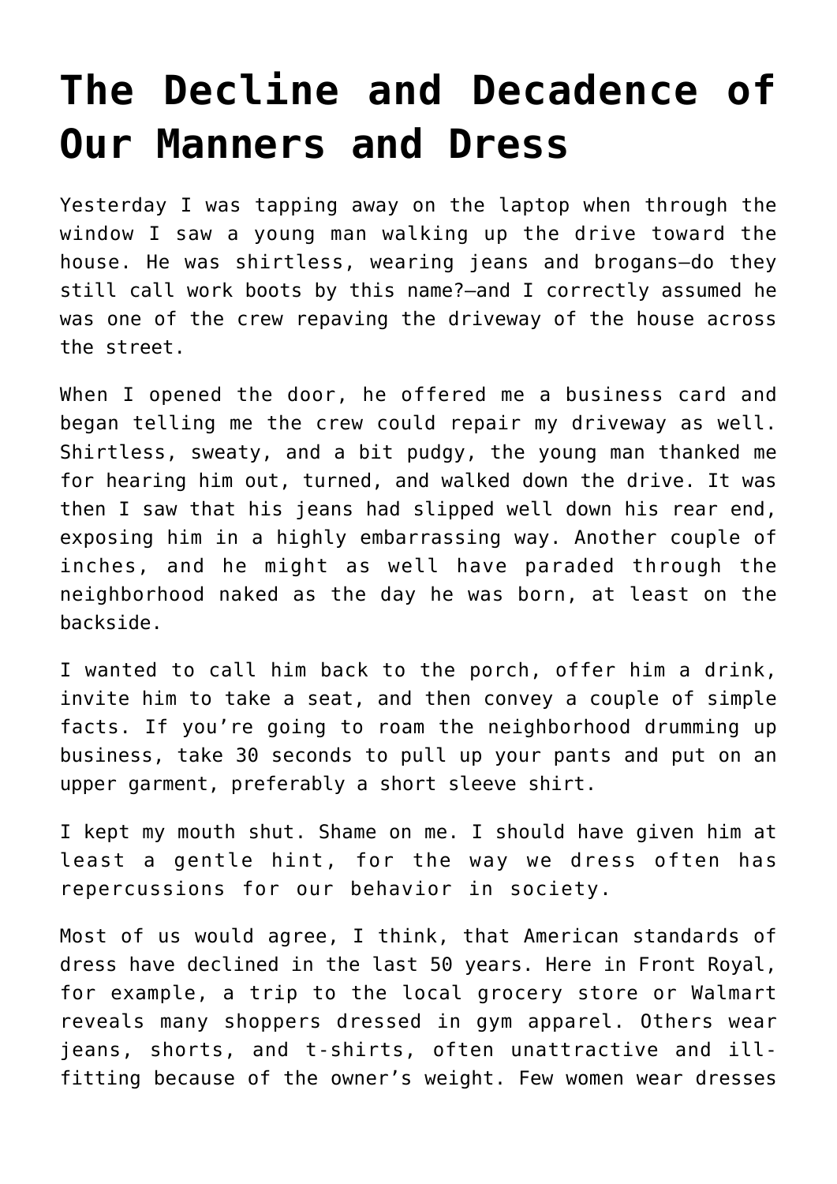# The Decline and Decadence of Our Manners and Dress

Yesterday I was tapping away on the laptop when through the window I saw a young man walking up the drive toward the house. He was shirtless, wearing jeans and brogans—do they still call work boots by this name?—and I correctly assumed he was one of the crew repaving the driveway of the house across the street.

When I opened the door, he offered me a business card and began telling me the crew could repair my driveway as well. Shirtless, sweaty, and a bit pudgy, the young man thanked me for hearing him out, turned, and walked down the drive. It was then I saw that his jeans had slipped well down his rear end, exposing him in a highly embarrassing way. Another couple of inches, and he might as well have paraded through the neighborhood naked as the day he was born, at least on the backside.

I wanted to call him back to the porch, offer him a drink, invite him to take a seat, and then convey a couple of simple facts. If you're going to roam the neighborhood drumming up business, take 30 seconds to pull up your pants and put on an upper garment, preferably a short sleeve shirt.

I kept my mouth shut. Shame on me. I should have given him at least a gentle hint, for the way we dress often has repercussions for our behavior in society.

Most of us would agree, I think, that American standards of dress have declined in the last 50 years. Here in Front Royal, for example, a trip to the local grocery store or Walmart reveals many shoppers dressed in gym apparel. Others wear jeans, shorts, and t-shirts, often unattractive and ill-fitting because of the owner's weight. Few women wear dresses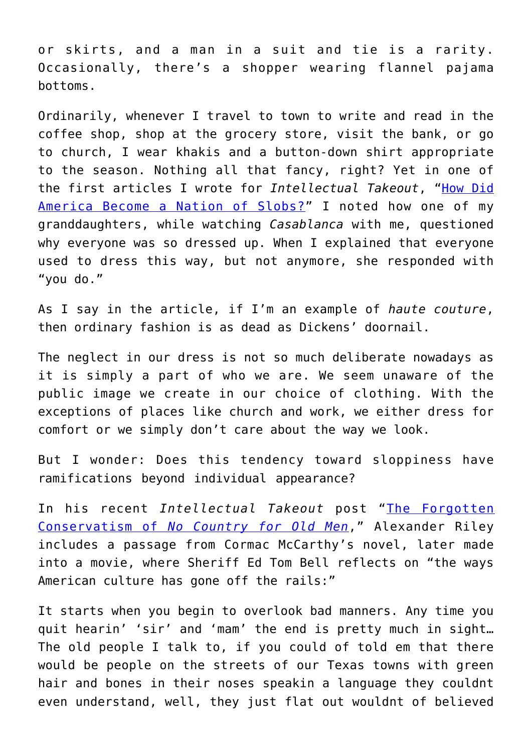or skirts, and a man in a suit and tie is a rarity. Occasionally, there's a shopper wearing flannel pajama bottoms.

Ordinarily, whenever I travel to town to write and read in the coffee shop, shop at the grocery store, visit the bank, or go to church, I wear khakis and a button-down shirt appropriate to the season. Nothing all that fancy, right? Yet in one of the first articles I wrote for *Intellectual Takeout*, "[How Did America Become a Nation of Slobs?](#)" I noted how one of my granddaughters, while watching *Casablanca* with me, questioned why everyone was so dressed up. When I explained that everyone used to dress this way, but not anymore, she responded with "you do."

As I say in the article, if I'm an example of *haute couture*, then ordinary fashion is as dead as Dickens' doornail.

The neglect in our dress is not so much deliberate nowadays as it is simply a part of who we are. We seem unaware of the public image we create in our choice of clothing. With the exceptions of places like church and work, we either dress for comfort or we simply don't care about the way we look.

But I wonder: Does this tendency toward sloppiness have ramifications beyond individual appearance?

In his recent *Intellectual Takeout* post "[The Forgotten Conservatism of *No Country for Old Men*](#)," Alexander Riley includes a passage from Cormac McCarthy's novel, later made into a movie, where Sheriff Ed Tom Bell reflects on "the ways American culture has gone off the rails:"

It starts when you begin to overlook bad manners. Any time you quit hearin' 'sir' and 'mam' the end is pretty much in sight… The old people I talk to, if you could of told em that there would be people on the streets of our Texas towns with green hair and bones in their noses speakin a language they couldnt even understand, well, they just flat out wouldnt of believed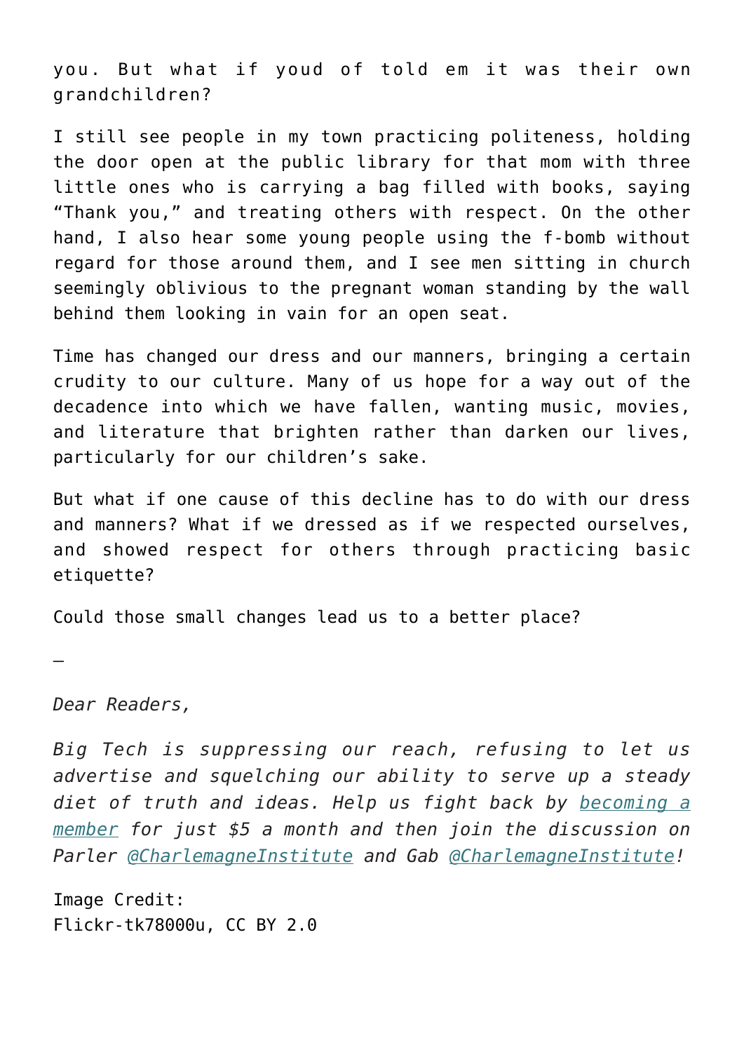you. But what if youd of told em it was their own grandchildren?

I still see people in my town practicing politeness, holding the door open at the public library for that mom with three little ones who is carrying a bag filled with books, saying “Thank you,” and treating others with respect. On the other hand, I also hear some young people using the f-bomb without regard for those around them, and I see men sitting in church seemingly oblivious to the pregnant woman standing by the wall behind them looking in vain for an open seat.

Time has changed our dress and our manners, bringing a certain crudity to our culture. Many of us hope for a way out of the decadence into which we have fallen, wanting music, movies, and literature that brighten rather than darken our lives, particularly for our children’s sake.

But what if one cause of this decline has to do with our dress and manners? What if we dressed as if we respected ourselves, and showed respect for others through practicing basic etiquette?

Could those small changes lead us to a better place?

—

*Dear Readers,*

*Big Tech is suppressing our reach, refusing to let us advertise and squelching our ability to serve up a steady diet of truth and ideas. Help us fight back by [becoming a member](becoming a member) for just $5 a month and then join the discussion on Parler [@CharlemagneInstitute](@CharlemagneInstitute) and Gab [@CharlemagneInstitute](@CharlemagneInstitute)!*

Image Credit:
Flickr-tk78000u, CC BY 2.0